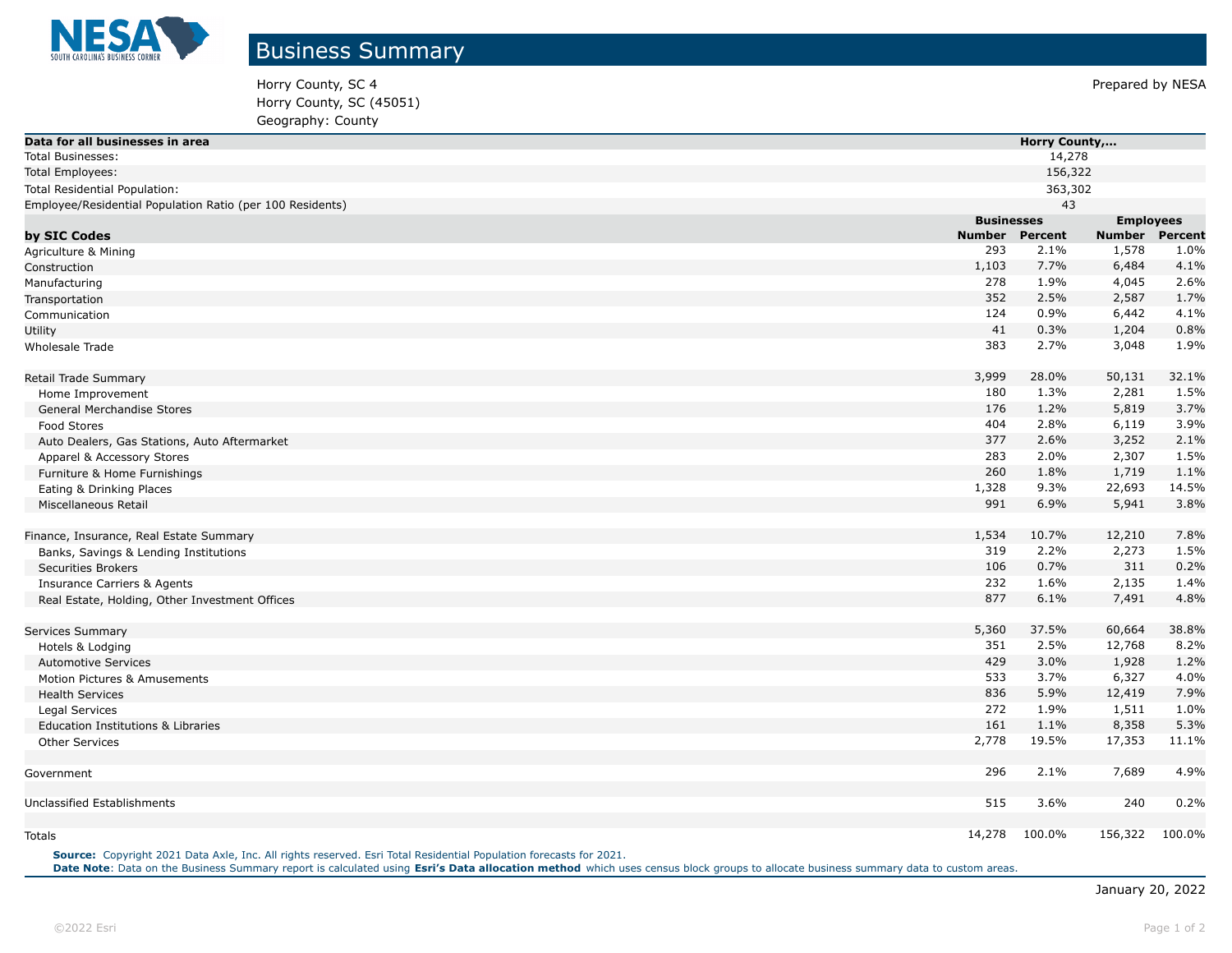# Business Summary

Horry County, SC 4
Horry County, SC (45051)
Geography: County

Prepared by NESA

| Data for all businesses in area | Horry County,... | | | |
|---|---|---|---|---|
| Total Businesses: | 14,278 | | | |
| Total Employees: | 156,322 | | | |
| Total Residential Population: | 363,302 | | | |
| Employee/Residential Population Ratio (per 100 Residents) | 43 | | | |

| by SIC Codes | Businesses | | Employees | |
|---|---|---|---|---|
| | Number | Percent | Number | Percent |
| Agriculture & Mining | 293 | 2.1% | 1,578 | 1.0% |
| Construction | 1,103 | 7.7% | 6,484 | 4.1% |
| Manufacturing | 278 | 1.9% | 4,045 | 2.6% |
| Transportation | 352 | 2.5% | 2,587 | 1.7% |
| Communication | 124 | 0.9% | 6,442 | 4.1% |
| Utility | 41 | 0.3% | 1,204 | 0.8% |
| Wholesale Trade | 383 | 2.7% | 3,048 | 1.9% |
| Retail Trade Summary | 3,999 | 28.0% | 50,131 | 32.1% |
| Home Improvement | 180 | 1.3% | 2,281 | 1.5% |
| General Merchandise Stores | 176 | 1.2% | 5,819 | 3.7% |
| Food Stores | 404 | 2.8% | 6,119 | 3.9% |
| Auto Dealers, Gas Stations, Auto Aftermarket | 377 | 2.6% | 3,252 | 2.1% |
| Apparel & Accessory Stores | 283 | 2.0% | 2,307 | 1.5% |
| Furniture & Home Furnishings | 260 | 1.8% | 1,719 | 1.1% |
| Eating & Drinking Places | 1,328 | 9.3% | 22,693 | 14.5% |
| Miscellaneous Retail | 991 | 6.9% | 5,941 | 3.8% |
| Finance, Insurance, Real Estate Summary | 1,534 | 10.7% | 12,210 | 7.8% |
| Banks, Savings & Lending Institutions | 319 | 2.2% | 2,273 | 1.5% |
| Securities Brokers | 106 | 0.7% | 311 | 0.2% |
| Insurance Carriers & Agents | 232 | 1.6% | 2,135 | 1.4% |
| Real Estate, Holding, Other Investment Offices | 877 | 6.1% | 7,491 | 4.8% |
| Services Summary | 5,360 | 37.5% | 60,664 | 38.8% |
| Hotels & Lodging | 351 | 2.5% | 12,768 | 8.2% |
| Automotive Services | 429 | 3.0% | 1,928 | 1.2% |
| Motion Pictures & Amusements | 533 | 3.7% | 6,327 | 4.0% |
| Health Services | 836 | 5.9% | 12,419 | 7.9% |
| Legal Services | 272 | 1.9% | 1,511 | 1.0% |
| Education Institutions & Libraries | 161 | 1.1% | 8,358 | 5.3% |
| Other Services | 2,778 | 19.5% | 17,353 | 11.1% |
| Government | 296 | 2.1% | 7,689 | 4.9% |
| Unclassified Establishments | 515 | 3.6% | 240 | 0.2% |
| Totals | 14,278 | 100.0% | 156,322 | 100.0% |

**Source:** Copyright 2021 Data Axle, Inc. All rights reserved. Esri Total Residential Population forecasts for 2021.
**Date Note**: Data on the Business Summary report is calculated using **Esri's Data allocation method** which uses census block groups to allocate business summary data to custom areas.

January 20, 2022

©2022 Esri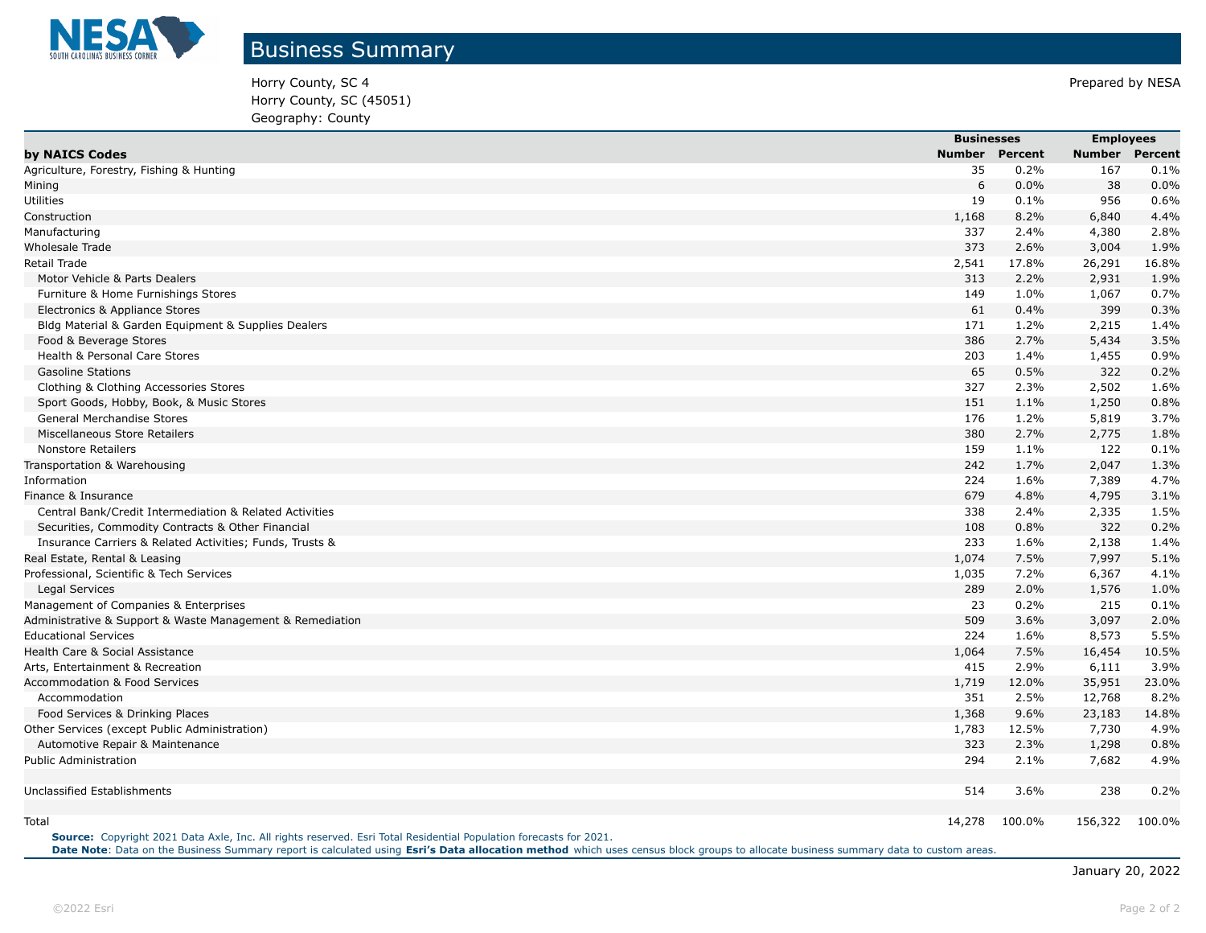# Business Summary

Horry County, SC 4
Horry County, SC (45051)
Geography: County

Prepared by NESA

| | Businesses | | Employees | |
|---|---|---|---|---|
| **by NAICS Codes** | **Number** | **Percent** | **Number** | **Percent** |
| Agriculture, Forestry, Fishing & Hunting | 35 | 0.2% | 167 | 0.1% |
| Mining | 6 | 0.0% | 38 | 0.0% |
| Utilities | 19 | 0.1% | 956 | 0.6% |
| Construction | 1,168 | 8.2% | 6,840 | 4.4% |
| Manufacturing | 337 | 2.4% | 4,380 | 2.8% |
| Wholesale Trade | 373 | 2.6% | 3,004 | 1.9% |
| Retail Trade | 2,541 | 17.8% | 26,291 | 16.8% |
| Motor Vehicle & Parts Dealers | 313 | 2.2% | 2,931 | 1.9% |
| Furniture & Home Furnishings Stores | 149 | 1.0% | 1,067 | 0.7% |
| Electronics & Appliance Stores | 61 | 0.4% | 399 | 0.3% |
| Bldg Material & Garden Equipment & Supplies Dealers | 171 | 1.2% | 2,215 | 1.4% |
| Food & Beverage Stores | 386 | 2.7% | 5,434 | 3.5% |
| Health & Personal Care Stores | 203 | 1.4% | 1,455 | 0.9% |
| Gasoline Stations | 65 | 0.5% | 322 | 0.2% |
| Clothing & Clothing Accessories Stores | 327 | 2.3% | 2,502 | 1.6% |
| Sport Goods, Hobby, Book, & Music Stores | 151 | 1.1% | 1,250 | 0.8% |
| General Merchandise Stores | 176 | 1.2% | 5,819 | 3.7% |
| Miscellaneous Store Retailers | 380 | 2.7% | 2,775 | 1.8% |
| Nonstore Retailers | 159 | 1.1% | 122 | 0.1% |
| Transportation & Warehousing | 242 | 1.7% | 2,047 | 1.3% |
| Information | 224 | 1.6% | 7,389 | 4.7% |
| Finance & Insurance | 679 | 4.8% | 4,795 | 3.1% |
| Central Bank/Credit Intermediation & Related Activities | 338 | 2.4% | 2,335 | 1.5% |
| Securities, Commodity Contracts & Other Financial | 108 | 0.8% | 322 | 0.2% |
| Insurance Carriers & Related Activities; Funds, Trusts & | 233 | 1.6% | 2,138 | 1.4% |
| Real Estate, Rental & Leasing | 1,074 | 7.5% | 7,997 | 5.1% |
| Professional, Scientific & Tech Services | 1,035 | 7.2% | 6,367 | 4.1% |
| Legal Services | 289 | 2.0% | 1,576 | 1.0% |
| Management of Companies & Enterprises | 23 | 0.2% | 215 | 0.1% |
| Administrative & Support & Waste Management & Remediation | 509 | 3.6% | 3,097 | 2.0% |
| Educational Services | 224 | 1.6% | 8,573 | 5.5% |
| Health Care & Social Assistance | 1,064 | 7.5% | 16,454 | 10.5% |
| Arts, Entertainment & Recreation | 415 | 2.9% | 6,111 | 3.9% |
| Accommodation & Food Services | 1,719 | 12.0% | 35,951 | 23.0% |
| Accommodation | 351 | 2.5% | 12,768 | 8.2% |
| Food Services & Drinking Places | 1,368 | 9.6% | 23,183 | 14.8% |
| Other Services (except Public Administration) | 1,783 | 12.5% | 7,730 | 4.9% |
| Automotive Repair & Maintenance | 323 | 2.3% | 1,298 | 0.8% |
| Public Administration | 294 | 2.1% | 7,682 | 4.9% |
| | | | | |
| Unclassified Establishments | 514 | 3.6% | 238 | 0.2% |
| | | | | |
| Total | 14,278 | 100.0% | 156,322 | 100.0% |

**Source:** Copyright 2021 Data Axle, Inc. All rights reserved. Esri Total Residential Population forecasts for 2021.
**Date Note**: Data on the Business Summary report is calculated using **Esri's Data allocation method** which uses census block groups to allocate business summary data to custom areas.

January 20, 2022

©2022 Esri